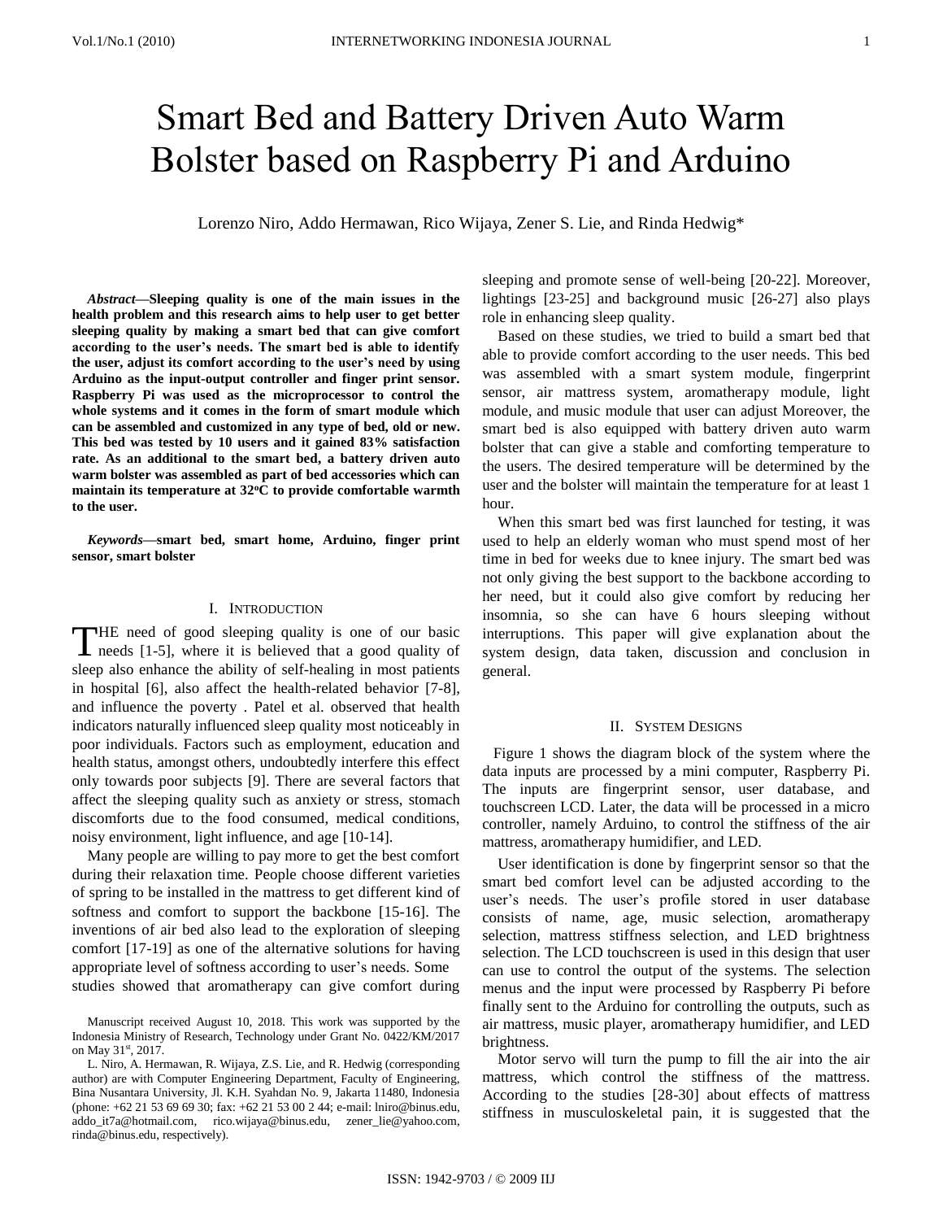# Smart Bed and Battery Driven Auto Warm Bolster based on Raspberry Pi and Arduino

Lorenzo Niro, Addo Hermawan, Rico Wijaya, Zener S. Lie, and Rinda Hedwig*

***Abstract*—Sleeping quality is one of the main issues in the health problem and this research aims to help user to get better sleeping quality by making a smart bed that can give comfort according to the user's needs. The smart bed is able to identify the user, adjust its comfort according to the user's need by using Arduino as the input-output controller and finger print sensor. Raspberry Pi was used as the microprocessor to control the whole systems and it comes in the form of smart module which can be assembled and customized in any type of bed, old or new. This bed was tested by 10 users and it gained 83% satisfaction rate. As an additional to the smart bed, a battery driven auto warm bolster was assembled as part of bed accessories which can maintain its temperature at 32$^o$C to provide comfortable warmth to the user.**

***Keywords*—smart bed, smart home, Arduino, finger print sensor, smart bolster**

## I. Introduction

THE need of good sleeping quality is one of our basic needs [1-5], where it is believed that a good quality of sleep also enhance the ability of self-healing in most patients in hospital [6], also affect the health-related behavior [7-8], and influence the poverty . Patel et al. observed that health indicators naturally influenced sleep quality most noticeably in poor individuals. Factors such as employment, education and health status, amongst others, undoubtedly interfere this effect only towards poor subjects [9]. There are several factors that affect the sleeping quality such as anxiety or stress, stomach discomforts due to the food consumed, medical conditions, noisy environment, light influence, and age [10-14].

Many people are willing to pay more to get the best comfort during their relaxation time. People choose different varieties of spring to be installed in the mattress to get different kind of softness and comfort to support the backbone [15-16]. The inventions of air bed also lead to the exploration of sleeping comfort [17-19] as one of the alternative solutions for having appropriate level of softness according to user's needs. Some studies showed that aromatherapy can give comfort during sleeping and promote sense of well-being [20-22]. Moreover, lightings [23-25] and background music [26-27] also plays role in enhancing sleep quality.

Based on these studies, we tried to build a smart bed that able to provide comfort according to the user needs. This bed was assembled with a smart system module, fingerprint sensor, air mattress system, aromatherapy module, light module, and music module that user can adjust Moreover, the smart bed is also equipped with battery driven auto warm bolster that can give a stable and comforting temperature to the users. The desired temperature will be determined by the user and the bolster will maintain the temperature for at least 1 hour.

When this smart bed was first launched for testing, it was used to help an elderly woman who must spend most of her time in bed for weeks due to knee injury. The smart bed was not only giving the best support to the backbone according to her need, but it could also give comfort by reducing her insomnia, so she can have 6 hours sleeping without interruptions. This paper will give explanation about the system design, data taken, discussion and conclusion in general.

## II. System Designs

Figure 1 shows the diagram block of the system where the data inputs are processed by a mini computer, Raspberry Pi. The inputs are fingerprint sensor, user database, and touchscreen LCD. Later, the data will be processed in a micro controller, namely Arduino, to control the stiffness of the air mattress, aromatherapy humidifier, and LED.

User identification is done by fingerprint sensor so that the smart bed comfort level can be adjusted according to the user's needs. The user's profile stored in user database consists of name, age, music selection, aromatherapy selection, mattress stiffness selection, and LED brightness selection. The LCD touchscreen is used in this design that user can use to control the output of the systems. The selection menus and the input were processed by Raspberry Pi before finally sent to the Arduino for controlling the outputs, such as air mattress, music player, aromatherapy humidifier, and LED brightness.

Motor servo will turn the pump to fill the air into the air mattress, which control the stiffness of the mattress. According to the studies [28-30] about effects of mattress stiffness in musculoskeletal pain, it is suggested that the

Manuscript received August 10, 2018. This work was supported by the Indonesia Ministry of Research, Technology under Grant No. 0422/KM/2017 on May 31$^{st}$, 2017.

L. Niro, A. Hermawan, R. Wijaya, Z.S. Lie, and R. Hedwig (corresponding author) are with Computer Engineering Department, Faculty of Engineering, Bina Nusantara University, Jl. K.H. Syahdan No. 9, Jakarta 11480, Indonesia (phone: +62 21 53 69 69 30; fax: +62 21 53 00 2 44; e-mail: lniro@binus.edu, addo_it7a@hotmail.com, rico.wijaya@binus.edu, zener_lie@yahoo.com, rinda@binus.edu, respectively).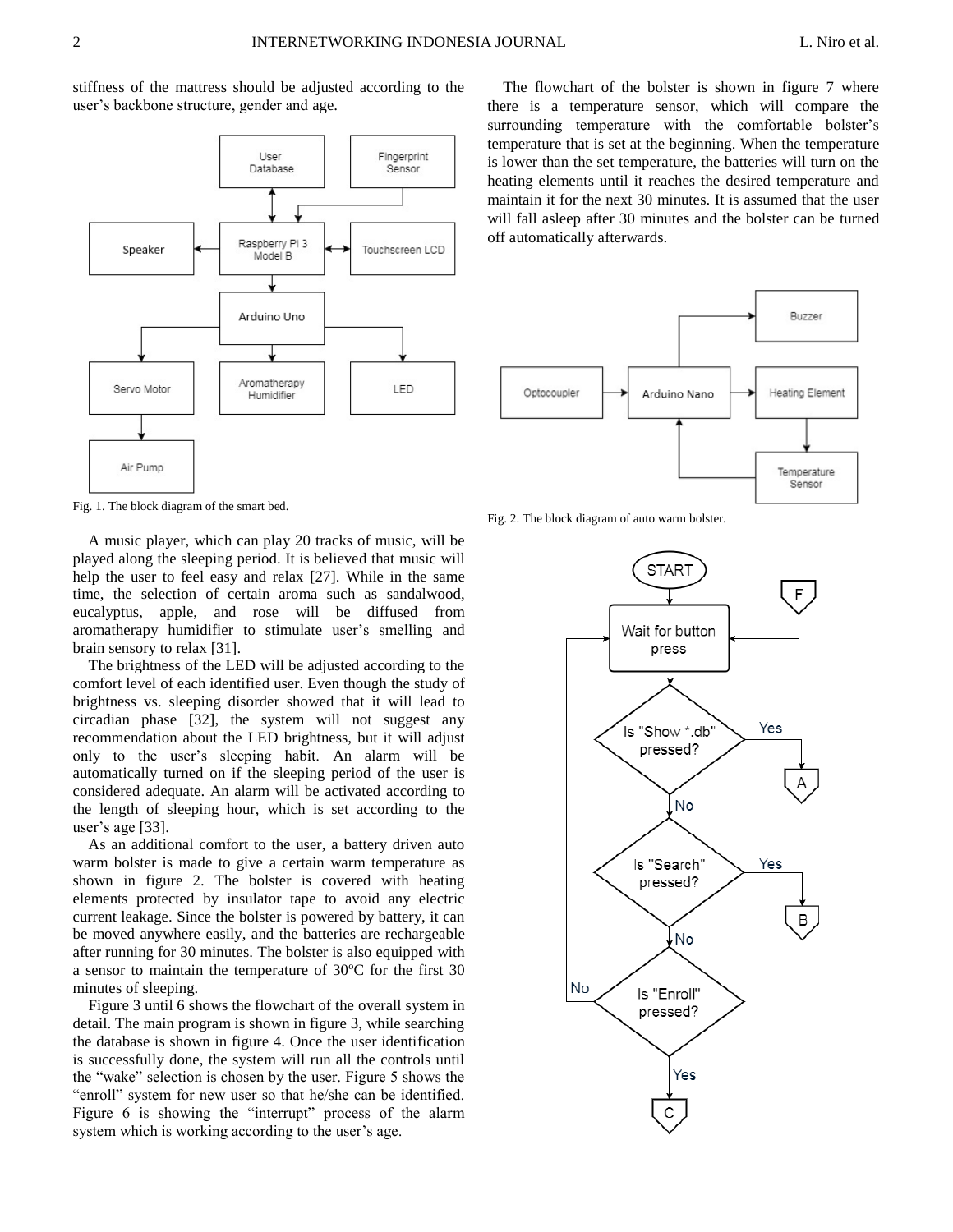stiffness of the mattress should be adjusted according to the user's backbone structure, gender and age.

Fig. 1. The block diagram of the smart bed.

A music player, which can play 20 tracks of music, will be played along the sleeping period. It is believed that music will help the user to feel easy and relax [27]. While in the same time, the selection of certain aroma such as sandalwood, eucalyptus, apple, and rose will be diffused from aromatherapy humidifier to stimulate user's smelling and brain sensory to relax [31].

The brightness of the LED will be adjusted according to the comfort level of each identified user. Even though the study of brightness vs. sleeping disorder showed that it will lead to circadian phase [32], the system will not suggest any recommendation about the LED brightness, but it will adjust only to the user's sleeping habit. An alarm will be automatically turned on if the sleeping period of the user is considered adequate. An alarm will be activated according to the length of sleeping hour, which is set according to the user's age [33].

As an additional comfort to the user, a battery driven auto warm bolster is made to give a certain warm temperature as shown in figure 2. The bolster is covered with heating elements protected by insulator tape to avoid any electric current leakage. Since the bolster is powered by battery, it can be moved anywhere easily, and the batteries are rechargeable after running for 30 minutes. The bolster is also equipped with a sensor to maintain the temperature of 30$^{o}$C for the first 30 minutes of sleeping.

Figure 3 until 6 shows the flowchart of the overall system in detail. The main program is shown in figure 3, while searching the database is shown in figure 4. Once the user identification is successfully done, the system will run all the controls until the "wake" selection is chosen by the user. Figure 5 shows the "enroll" system for new user so that he/she can be identified. Figure 6 is showing the "interrupt" process of the alarm system which is working according to the user's age.

The flowchart of the bolster is shown in figure 7 where there is a temperature sensor, which will compare the surrounding temperature with the comfortable bolster's temperature that is set at the beginning. When the temperature is lower than the set temperature, the batteries will turn on the heating elements until it reaches the desired temperature and maintain it for the next 30 minutes. It is assumed that the user will fall asleep after 30 minutes and the bolster can be turned off automatically afterwards.

Fig. 2. The block diagram of auto warm bolster.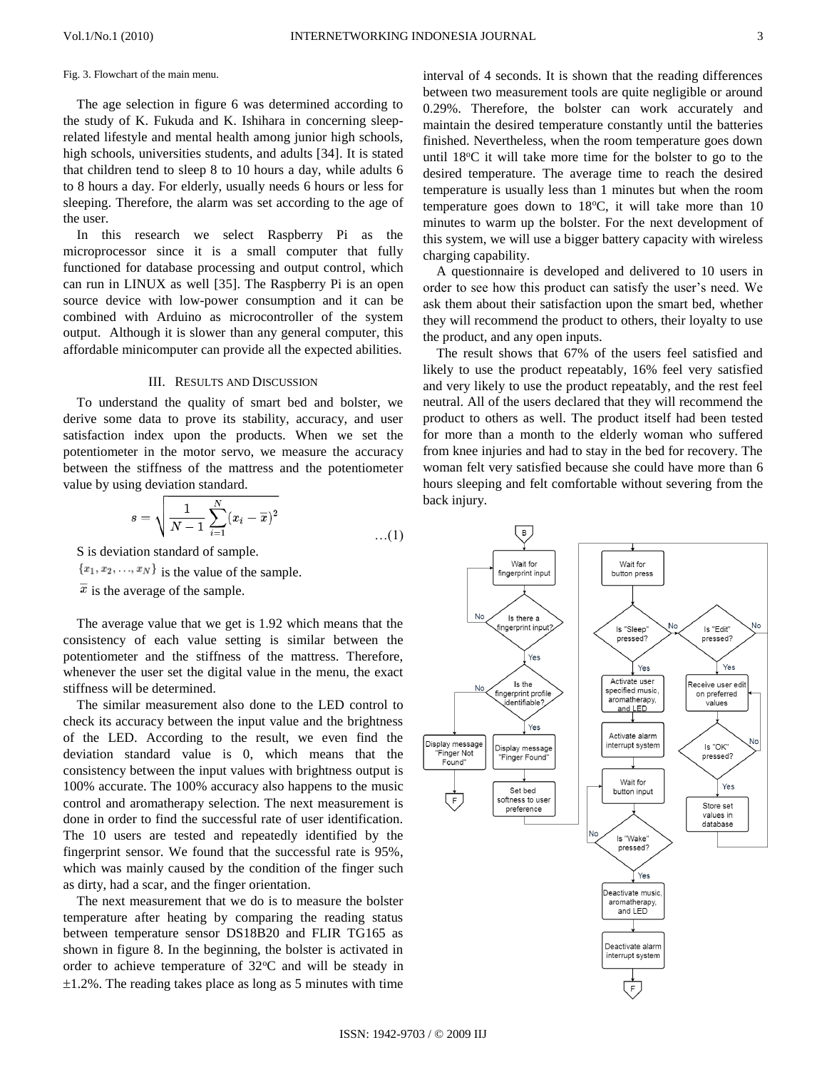Fig. 3. Flowchart of the main menu.

The age selection in figure 6 was determined according to the study of K. Fukuda and K. Ishihara in concerning sleep-related lifestyle and mental health among junior high schools, high schools, universities students, and adults [34]. It is stated that children tend to sleep 8 to 10 hours a day, while adults 6 to 8 hours a day. For elderly, usually needs 6 hours or less for sleeping. Therefore, the alarm was set according to the age of the user.

In this research we select Raspberry Pi as the microprocessor since it is a small computer that fully functioned for database processing and output control, which can run in LINUX as well [35]. The Raspberry Pi is an open source device with low-power consumption and it can be combined with Arduino as microcontroller of the system output. Although it is slower than any general computer, this affordable minicomputer can provide all the expected abilities.

## III. Results and Discussion

To understand the quality of smart bed and bolster, we derive some data to prove its stability, accuracy, and user satisfaction index upon the products. When we set the potentiometer in the motor servo, we measure the accuracy between the stiffness of the mattress and the potentiometer value by using deviation standard.

$$s = \sqrt{\frac{1}{N-1}\sum_{i=1}^{N}(x_i - \overline{x})^2} \quad \ldots(1)$$

S is deviation standard of sample.

$\{x_1, x_2, \ldots, x_N\}$ is the value of the sample.

$\overline{x}$ is the average of the sample.

The average value that we get is 1.92 which means that the consistency of each value setting is similar between the potentiometer and the stiffness of the mattress. Therefore, whenever the user set the digital value in the menu, the exact stiffness will be determined.

The similar measurement also done to the LED control to check its accuracy between the input value and the brightness of the LED. According to the result, we even find the deviation standard value is 0, which means that the consistency between the input values with brightness output is 100% accurate. The 100% accuracy also happens to the music control and aromatherapy selection. The next measurement is done in order to find the successful rate of user identification. The 10 users are tested and repeatedly identified by the fingerprint sensor. We found that the successful rate is 95%, which was mainly caused by the condition of the finger such as dirty, had a scar, and the finger orientation.

The next measurement that we do is to measure the bolster temperature after heating by comparing the reading status between temperature sensor DS18B20 and FLIR TG165 as shown in figure 8. In the beginning, the bolster is activated in order to achieve temperature of 32°C and will be steady in ±1.2%. The reading takes place as long as 5 minutes with time interval of 4 seconds. It is shown that the reading differences between two measurement tools are quite negligible or around 0.29%. Therefore, the bolster can work accurately and maintain the desired temperature constantly until the batteries finished. Nevertheless, when the room temperature goes down until 18°C it will take more time for the bolster to go to the desired temperature. The average time to reach the desired temperature is usually less than 1 minutes but when the room temperature goes down to 18°C, it will take more than 10 minutes to warm up the bolster. For the next development of this system, we will use a bigger battery capacity with wireless charging capability.

A questionnaire is developed and delivered to 10 users in order to see how this product can satisfy the user's need. We ask them about their satisfaction upon the smart bed, whether they will recommend the product to others, their loyalty to use the product, and any open inputs.

The result shows that 67% of the users feel satisfied and likely to use the product repeatably, 16% feel very satisfied and very likely to use the product repeatably, and the rest feel neutral. All of the users declared that they will recommend the product to others as well. The product itself had been tested for more than a month to the elderly woman who suffered from knee injuries and had to stay in the bed for recovery. The woman felt very satisfied because she could have more than 6 hours sleeping and felt comfortable without severing from the back injury.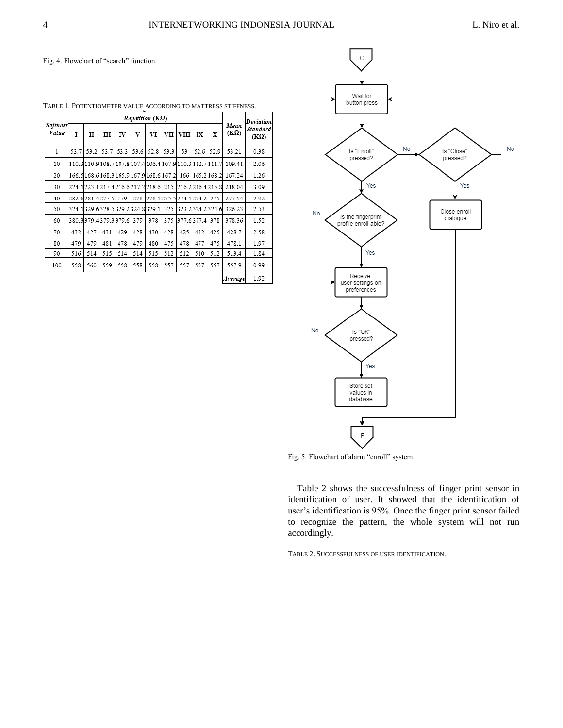Fig. 4. Flowchart of "search" function.

TABLE 1. POTENTIOMETER VALUE ACCORDING TO MATTRESS STIFFNESS.

| *Softness Value* | *Repetition* (KΩ) | | | | | | | | | | *Mean* (KΩ) | *Deviation Standard* (KΩ) |
|---|---|---|---|---|---|---|---|---|---|---|---|---|
| | I | II | III | IV | V | VI | VII | VIII | IX | X | | |
| 1 | 53.7 | 53.2 | 53.7 | 53.3 | 53.6 | 52.8 | 53.3 | 53 | 52.6 | 52.9 | 53.21 | 0.38 |
| 10 | 110.3 | 110.9 | 108.7 | 107.8 | 107.4 | 106.4 | 107.9 | 110.3 | 112.7 | 111.7 | 109.41 | 2.06 |
| 20 | 166.5 | 168.6 | 168.3 | 165.9 | 167.9 | 168.6 | 167.2 | 166 | 165.2 | 168.2 | 167.24 | 1.26 |
| 30 | 224.1 | 223.1 | 217.4 | 216.6 | 217.2 | 218.6 | 215 | 216.2 | 216.4 | 215.8 | 218.04 | 3.09 |
| 40 | 282.6 | 281.4 | 277.5 | 279 | 278 | 278.1 | 275.5 | 274.1 | 274.2 | 275 | 277.54 | 2.92 |
| 50 | 324.1 | 329.6 | 328.5 | 329.2 | 324.8 | 329.1 | 325 | 323.2 | 324.2 | 324.6 | 326.23 | 2.53 |
| 60 | 380.3 | 379.4 | 379.3 | 379.6 | 379 | 378 | 375 | 377.6 | 377.4 | 378 | 378.36 | 1.52 |
| 70 | 432 | 427 | 431 | 429 | 428 | 430 | 428 | 425 | 432 | 425 | 428.7 | 2.58 |
| 80 | 479 | 479 | 481 | 478 | 479 | 480 | 475 | 478 | 477 | 475 | 478.1 | 1.97 |
| 90 | 516 | 514 | 515 | 514 | 514 | 515 | 512 | 512 | 510 | 512 | 513.4 | 1.84 |
| 100 | 558 | 560 | 559 | 558 | 558 | 558 | 557 | 557 | 557 | 557 | 557.9 | 0.99 |
| | | | | | | | | | | | *Average* | 1.92 |

Fig. 5. Flowchart of alarm "enroll" system.

Table 2 shows the successfulness of finger print sensor in identification of user. It showed that the identification of user's identification is 95%. Once the finger print sensor failed to recognize the pattern, the whole system will not run accordingly.

TABLE 2. SUCCESSFULNESS OF USER IDENTIFICATION.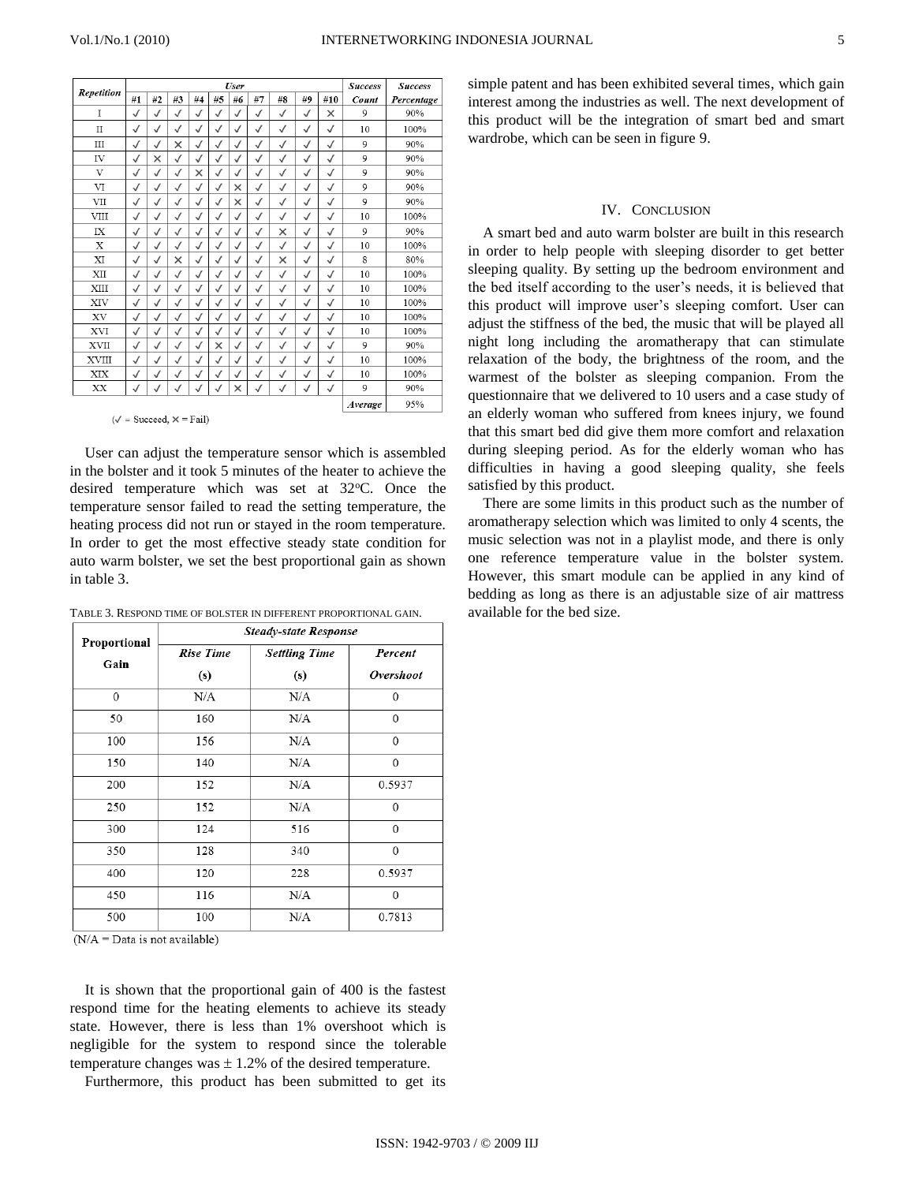| Repetition | User | | | | | | | | | | Success Count | Success Percentage |
|---|---|---|---|---|---|---|---|---|---|---|---|---|
| | #1 | #2 | #3 | #4 | #5 | #6 | #7 | #8 | #9 | #10 | | |
| I | ✓ | ✓ | ✓ | ✓ | ✓ | ✓ | ✓ | ✓ | ✓ | × | 9 | 90% |
| II | ✓ | ✓ | ✓ | ✓ | ✓ | ✓ | ✓ | ✓ | ✓ | ✓ | 10 | 100% |
| III | ✓ | ✓ | × | ✓ | ✓ | ✓ | ✓ | ✓ | ✓ | ✓ | 9 | 90% |
| IV | ✓ | × | ✓ | ✓ | ✓ | ✓ | ✓ | ✓ | ✓ | ✓ | 9 | 90% |
| V | ✓ | ✓ | ✓ | × | ✓ | ✓ | ✓ | ✓ | ✓ | ✓ | 9 | 90% |
| VI | ✓ | ✓ | ✓ | ✓ | ✓ | × | ✓ | ✓ | ✓ | ✓ | 9 | 90% |
| VII | ✓ | ✓ | ✓ | ✓ | ✓ | × | ✓ | ✓ | ✓ | ✓ | 9 | 90% |
| VIII | ✓ | ✓ | ✓ | ✓ | ✓ | ✓ | ✓ | ✓ | ✓ | ✓ | 10 | 100% |
| IX | ✓ | ✓ | ✓ | ✓ | ✓ | ✓ | ✓ | × | ✓ | ✓ | 9 | 90% |
| X | ✓ | ✓ | ✓ | ✓ | ✓ | ✓ | ✓ | ✓ | ✓ | ✓ | 10 | 100% |
| XI | ✓ | ✓ | × | ✓ | ✓ | ✓ | ✓ | × | ✓ | ✓ | 8 | 80% |
| XII | ✓ | ✓ | ✓ | ✓ | ✓ | ✓ | ✓ | ✓ | ✓ | ✓ | 10 | 100% |
| XIII | ✓ | ✓ | ✓ | ✓ | ✓ | ✓ | ✓ | ✓ | ✓ | ✓ | 10 | 100% |
| XIV | ✓ | ✓ | ✓ | ✓ | ✓ | ✓ | ✓ | ✓ | ✓ | ✓ | 10 | 100% |
| XV | ✓ | ✓ | ✓ | ✓ | ✓ | ✓ | ✓ | ✓ | ✓ | ✓ | 10 | 100% |
| XVI | ✓ | ✓ | ✓ | ✓ | ✓ | ✓ | ✓ | ✓ | ✓ | ✓ | 10 | 100% |
| XVII | ✓ | ✓ | ✓ | ✓ | × | ✓ | ✓ | ✓ | ✓ | ✓ | 9 | 90% |
| XVIII | ✓ | ✓ | ✓ | ✓ | ✓ | ✓ | ✓ | ✓ | ✓ | ✓ | 10 | 100% |
| XIX | ✓ | ✓ | ✓ | ✓ | ✓ | ✓ | ✓ | ✓ | ✓ | ✓ | 10 | 100% |
| XX | ✓ | ✓ | ✓ | ✓ | ✓ | × | ✓ | ✓ | ✓ | ✓ | 9 | 90% |
| | | | | | | | | | | | *Average* | 95% |

(✓ = Succeed, × = Fail)

User can adjust the temperature sensor which is assembled in the bolster and it took 5 minutes of the heater to achieve the desired temperature which was set at 32°C. Once the temperature sensor failed to read the setting temperature, the heating process did not run or stayed in the room temperature. In order to get the most effective steady state condition for auto warm bolster, we set the best proportional gain as shown in table 3.

TABLE 3. RESPOND TIME OF BOLSTER IN DIFFERENT PROPORTIONAL GAIN.

| Proportional Gain | Steady-state Response | | |
|---|---|---|---|
| | Rise Time (s) | Settling Time (s) | Percent Overshoot |
| 0 | N/A | N/A | 0 |
| 50 | 160 | N/A | 0 |
| 100 | 156 | N/A | 0 |
| 150 | 140 | N/A | 0 |
| 200 | 152 | N/A | 0.5937 |
| 250 | 152 | N/A | 0 |
| 300 | 124 | 516 | 0 |
| 350 | 128 | 340 | 0 |
| 400 | 120 | 228 | 0.5937 |
| 450 | 116 | N/A | 0 |
| 500 | 100 | N/A | 0.7813 |

(N/A = Data is not available)

It is shown that the proportional gain of 400 is the fastest respond time for the heating elements to achieve its steady state. However, there is less than 1% overshoot which is negligible for the system to respond since the tolerable temperature changes was ± 1.2% of the desired temperature.

Furthermore, this product has been submitted to get its simple patent and has been exhibited several times, which gain interest among the industries as well. The next development of this product will be the integration of smart bed and smart wardrobe, which can be seen in figure 9.

## IV. CONCLUSION

A smart bed and auto warm bolster are built in this research in order to help people with sleeping disorder to get better sleeping quality. By setting up the bedroom environment and the bed itself according to the user's needs, it is believed that this product will improve user's sleeping comfort. User can adjust the stiffness of the bed, the music that will be played all night long including the aromatherapy that can stimulate relaxation of the body, the brightness of the room, and the warmest of the bolster as sleeping companion. From the questionnaire that we delivered to 10 users and a case study of an elderly woman who suffered from knees injury, we found that this smart bed did give them more comfort and relaxation during sleeping period. As for the elderly woman who has difficulties in having a good sleeping quality, she feels satisfied by this product.

There are some limits in this product such as the number of aromatherapy selection which was limited to only 4 scents, the music selection was not in a playlist mode, and there is only one reference temperature value in the bolster system. However, this smart module can be applied in any kind of bedding as long as there is an adjustable size of air mattress available for the bed size.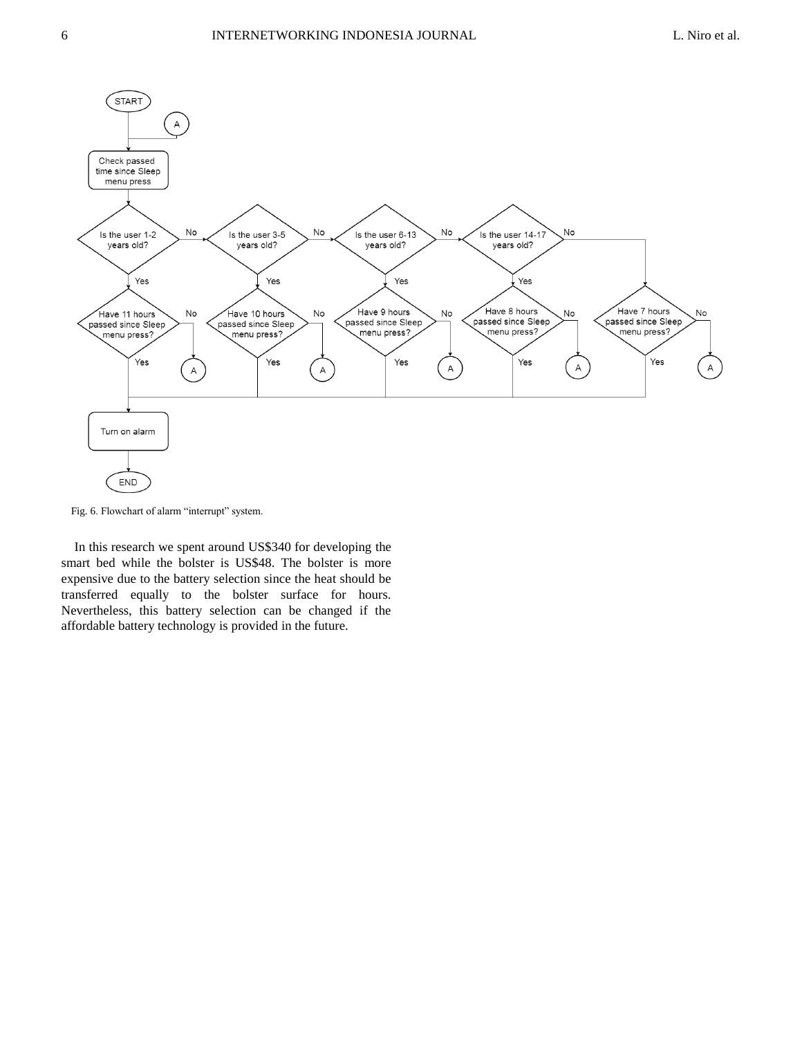Fig. 6. Flowchart of alarm “interrupt” system.

In this research we spent around US$340 for developing the smart bed while the bolster is US$48. The bolster is more expensive due to the battery selection since the heat should be transferred equally to the bolster surface for hours. Nevertheless, this battery selection can be changed if the affordable battery technology is provided in the future.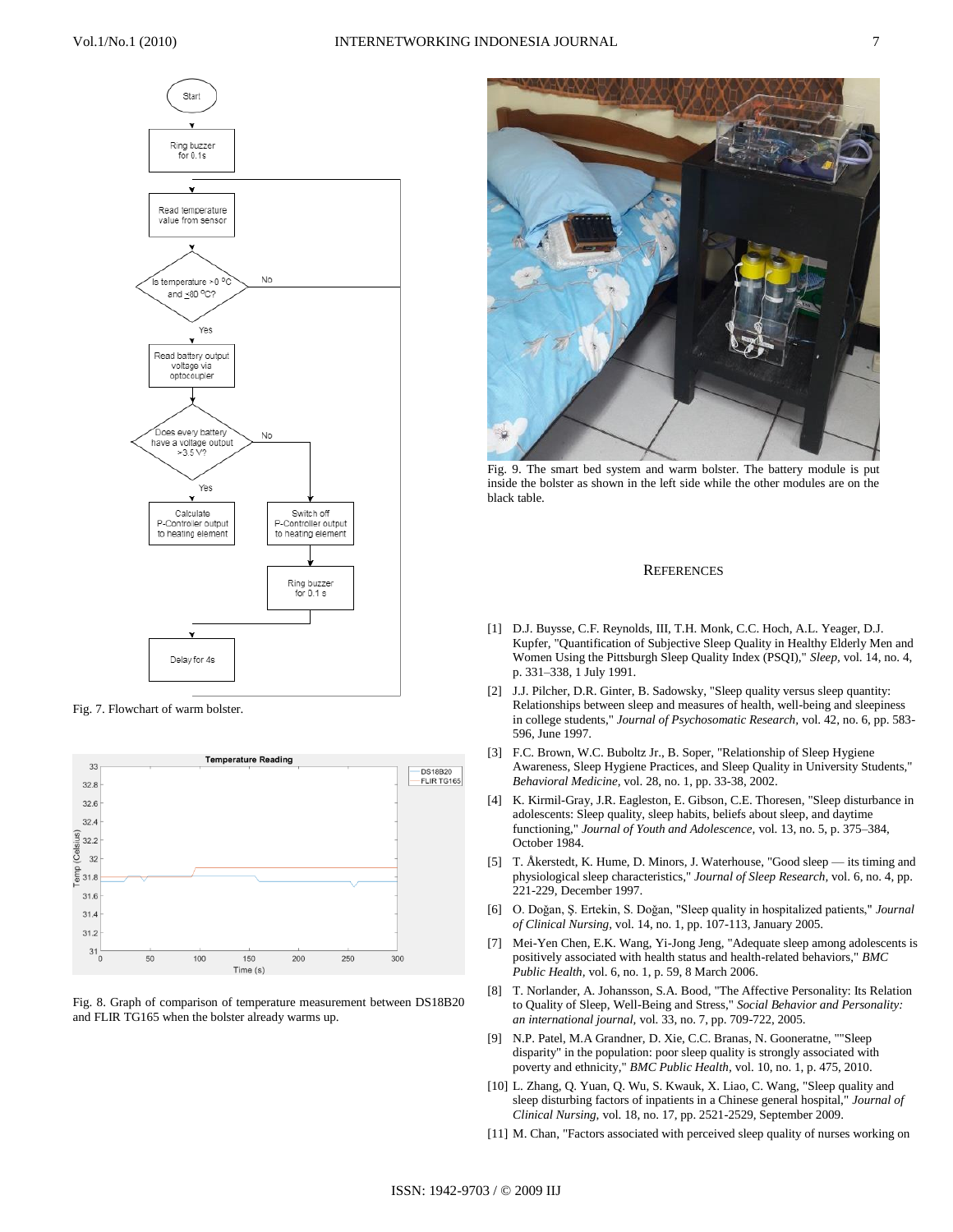Fig. 7. Flowchart of warm bolster.

Fig. 8. Graph of comparison of temperature measurement between DS18B20 and FLIR TG165 when the bolster already warms up.

Fig. 9. The smart bed system and warm bolster. The battery module is put inside the bolster as shown in the left side while the other modules are on the black table.

## REFERENCES

[1] D.J. Buysse, C.F. Reynolds, III, T.H. Monk, C.C. Hoch, A.L. Yeager, D.J. Kupfer, "Quantification of Subjective Sleep Quality in Healthy Elderly Men and Women Using the Pittsburgh Sleep Quality Index (PSQI)," *Sleep*, vol. 14, no. 4, p. 331–338, 1 July 1991.

[2] J.J. Pilcher, D.R. Ginter, B. Sadowsky, "Sleep quality versus sleep quantity: Relationships between sleep and measures of health, well-being and sleepiness in college students," *Journal of Psychosomatic Research*, vol. 42, no. 6, pp. 583-596, June 1997.

[3] F.C. Brown, W.C. Buboltz Jr., B. Soper, "Relationship of Sleep Hygiene Awareness, Sleep Hygiene Practices, and Sleep Quality in University Students," *Behavioral Medicine*, vol. 28, no. 1, pp. 33-38, 2002.

[4] K. Kirmil-Gray, J.R. Eagleston, E. Gibson, C.E. Thoresen, "Sleep disturbance in adolescents: Sleep quality, sleep habits, beliefs about sleep, and daytime functioning," *Journal of Youth and Adolescence*, vol. 13, no. 5, p. 375–384, October 1984.

[5] T. Åkerstedt, K. Hume, D. Minors, J. Waterhouse, "Good sleep — its timing and physiological sleep characteristics," *Journal of Sleep Research*, vol. 6, no. 4, pp. 221-229, December 1997.

[6] O. Doğan, Ş. Ertekin, S. Doğan, "Sleep quality in hospitalized patients," *Journal of Clinical Nursing*, vol. 14, no. 1, pp. 107-113, January 2005.

[7] Mei-Yen Chen, E.K. Wang, Yi-Jong Jeng, "Adequate sleep among adolescents is positively associated with health status and health-related behaviors," *BMC Public Health*, vol. 6, no. 1, p. 59, 8 March 2006.

[8] T. Norlander, A. Johansson, S.A. Bood, "The Affective Personality: Its Relation to Quality of Sleep, Well-Being and Stress," *Social Behavior and Personality: an international journal*, vol. 33, no. 7, pp. 709-722, 2005.

[9] N.P. Patel, M.A Grandner, D. Xie, C.C. Branas, N. Gooneratne, ""Sleep disparity" in the population: poor sleep quality is strongly associated with poverty and ethnicity," *BMC Public Health*, vol. 10, no. 1, p. 475, 2010.

[10] L. Zhang, Q. Yuan, Q. Wu, S. Kwauk, X. Liao, C. Wang, "Sleep quality and sleep disturbing factors of inpatients in a Chinese general hospital," *Journal of Clinical Nursing*, vol. 18, no. 17, pp. 2521-2529, September 2009.

[11] M. Chan, "Factors associated with perceived sleep quality of nurses working on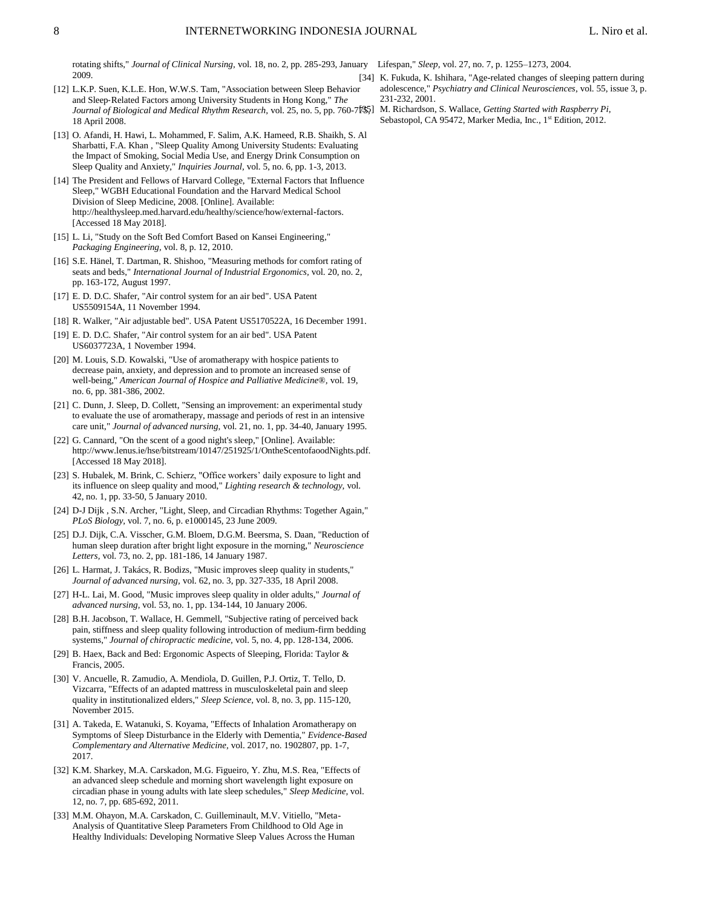rotating shifts," *Journal of Clinical Nursing*, vol. 18, no. 2, pp. 285-293, January 2009.

[12] L.K.P. Suen, K.L.E. Hon, W.W.S. Tam, "Association between Sleep Behavior and Sleep-Related Factors among University Students in Hong Kong," *The Journal of Biological and Medical Rhythm Research*, vol. 25, no. 5, pp. 760-775, 18 April 2008.

[13] O. Afandi, H. Hawi, L. Mohammed, F. Salim, A.K. Hameed, R.B. Shaikh, S. Al Sharbatti, F.A. Khan , "Sleep Quality Among University Students: Evaluating the Impact of Smoking, Social Media Use, and Energy Drink Consumption on Sleep Quality and Anxiety," *Inquiries Journal*, vol. 5, no. 6, pp. 1-3, 2013.

[14] The President and Fellows of Harvard College, "External Factors that Influence Sleep," WGBH Educational Foundation and the Harvard Medical School Division of Sleep Medicine, 2008. [Online]. Available: http://healthysleep.med.harvard.edu/healthy/science/how/external-factors. [Accessed 18 May 2018].

[15] L. Li, "Study on the Soft Bed Comfort Based on Kansei Engineering," *Packaging Engineering*, vol. 8, p. 12, 2010.

[16] S.E. Hänel, T. Dartman, R. Shishoo, "Measuring methods for comfort rating of seats and beds," *International Journal of Industrial Ergonomics*, vol. 20, no. 2, pp. 163-172, August 1997.

[17] E. D. D.C. Shafer, "Air control system for an air bed". USA Patent US5509154A, 11 November 1994.

[18] R. Walker, "Air adjustable bed". USA Patent US5170522A, 16 December 1991.

[19] E. D. D.C. Shafer, "Air control system for an air bed". USA Patent US6037723A, 1 November 1994.

[20] M. Louis, S.D. Kowalski, "Use of aromatherapy with hospice patients to decrease pain, anxiety, and depression and to promote an increased sense of well-being," *American Journal of Hospice and Palliative Medicine®*, vol. 19, no. 6, pp. 381-386, 2002.

[21] C. Dunn, J. Sleep, D. Collett, "Sensing an improvement: an experimental study to evaluate the use of aromatherapy, massage and periods of rest in an intensive care unit," *Journal of advanced nursing*, vol. 21, no. 1, pp. 34-40, January 1995.

[22] G. Cannard, "On the scent of a good night's sleep," [Online]. Available: http://www.lenus.ie/hse/bitstream/10147/251925/1/OntheScentofaoodNights.pdf. [Accessed 18 May 2018].

[23] S. Hubalek, M. Brink, C. Schierz, "Office workers' daily exposure to light and its influence on sleep quality and mood," *Lighting research & technology*, vol. 42, no. 1, pp. 33-50, 5 January 2010.

[24] D-J Dijk , S.N. Archer, "Light, Sleep, and Circadian Rhythms: Together Again," *PLoS Biology*, vol. 7, no. 6, p. e1000145, 23 June 2009.

[25] D.J. Dijk, C.A. Visscher, G.M. Bloem, D.G.M. Beersma, S. Daan, "Reduction of human sleep duration after bright light exposure in the morning," *Neuroscience Letters*, vol. 73, no. 2, pp. 181-186, 14 January 1987.

[26] L. Harmat, J. Takács, R. Bodizs, "Music improves sleep quality in students," *Journal of advanced nursing*, vol. 62, no. 3, pp. 327-335, 18 April 2008.

[27] H-L. Lai, M. Good, "Music improves sleep quality in older adults," *Journal of advanced nursing*, vol. 53, no. 1, pp. 134-144, 10 January 2006.

[28] B.H. Jacobson, T. Wallace, H. Gemmell, "Subjective rating of perceived back pain, stiffness and sleep quality following introduction of medium-firm bedding systems," *Journal of chiropractic medicine*, vol. 5, no. 4, pp. 128-134, 2006.

[29] B. Haex, Back and Bed: Ergonomic Aspects of Sleeping, Florida: Taylor & Francis, 2005.

[30] V. Ancuelle, R. Zamudio, A. Mendiola, D. Guillen, P.J. Ortiz, T. Tello, D. Vizcarra, "Effects of an adapted mattress in musculoskeletal pain and sleep quality in institutionalized elders," *Sleep Science*, vol. 8, no. 3, pp. 115-120, November 2015.

[31] A. Takeda, E. Watanuki, S. Koyama, "Effects of Inhalation Aromatherapy on Symptoms of Sleep Disturbance in the Elderly with Dementia," *Evidence-Based Complementary and Alternative Medicine*, vol. 2017, no. 1902807, pp. 1-7, 2017.

[32] K.M. Sharkey, M.A. Carskadon, M.G. Figueiro, Y. Zhu, M.S. Rea, "Effects of an advanced sleep schedule and morning short wavelength light exposure on circadian phase in young adults with late sleep schedules," *Sleep Medicine*, vol. 12, no. 7, pp. 685-692, 2011.

[33] M.M. Ohayon, M.A. Carskadon, C. Guilleminault, M.V. Vitiello, "Meta-Analysis of Quantitative Sleep Parameters From Childhood to Old Age in Healthy Individuals: Developing Normative Sleep Values Across the Human Lifespan," *Sleep*, vol. 27, no. 7, p. 1255–1273, 2004.

[34] K. Fukuda, K. Ishihara, "Age-related changes of sleeping pattern during adolescence," *Psychiatry and Clinical Neurosciences*, vol. 55, issue 3, p. 231-232, 2001.

[35] M. Richardson, S. Wallace, *Getting Started with Raspberry Pi*, Sebastopol, CA 95472, Marker Media, Inc., 1st Edition, 2012.